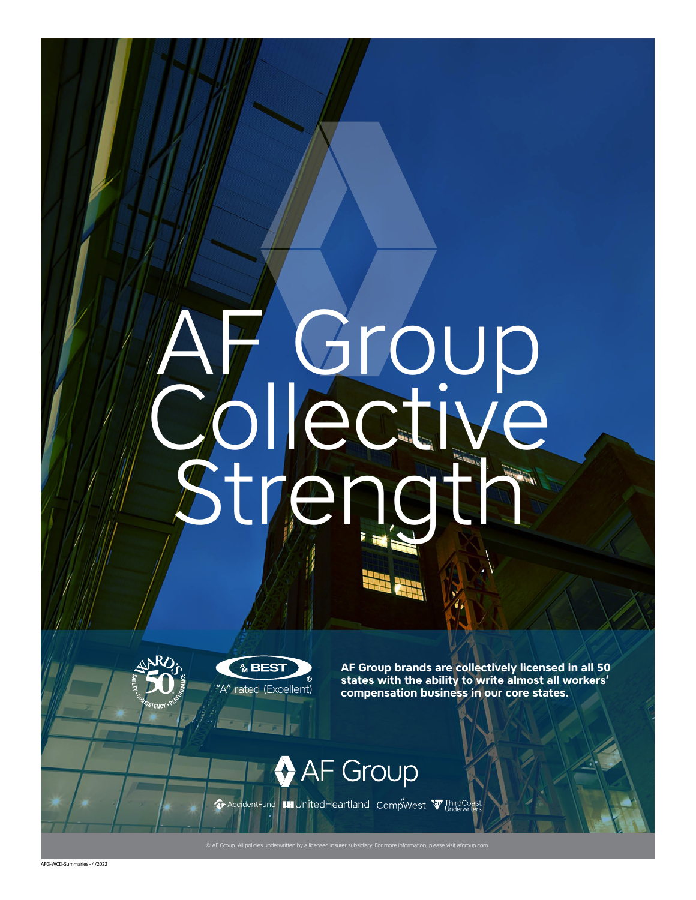# AF Group Collective Strength

WARD'S 50 — SAFETY • CONSISTENCY • PERFORMANCE

AM BEST® "A" rated (Excellent)

**AF Group brands are collectively licensed in all 50 states with the ability to write almost all workers' compensation business in our core states.**

AF Group

AccidentFund | UnitedHeartland | CompWest | ThirdCoast Underwriters

© AF Group. All policies underwritten by a licensed insurer subsidiary. For more information, please visit afgroup.com.

AFG-WCD-Summaries - 4/2022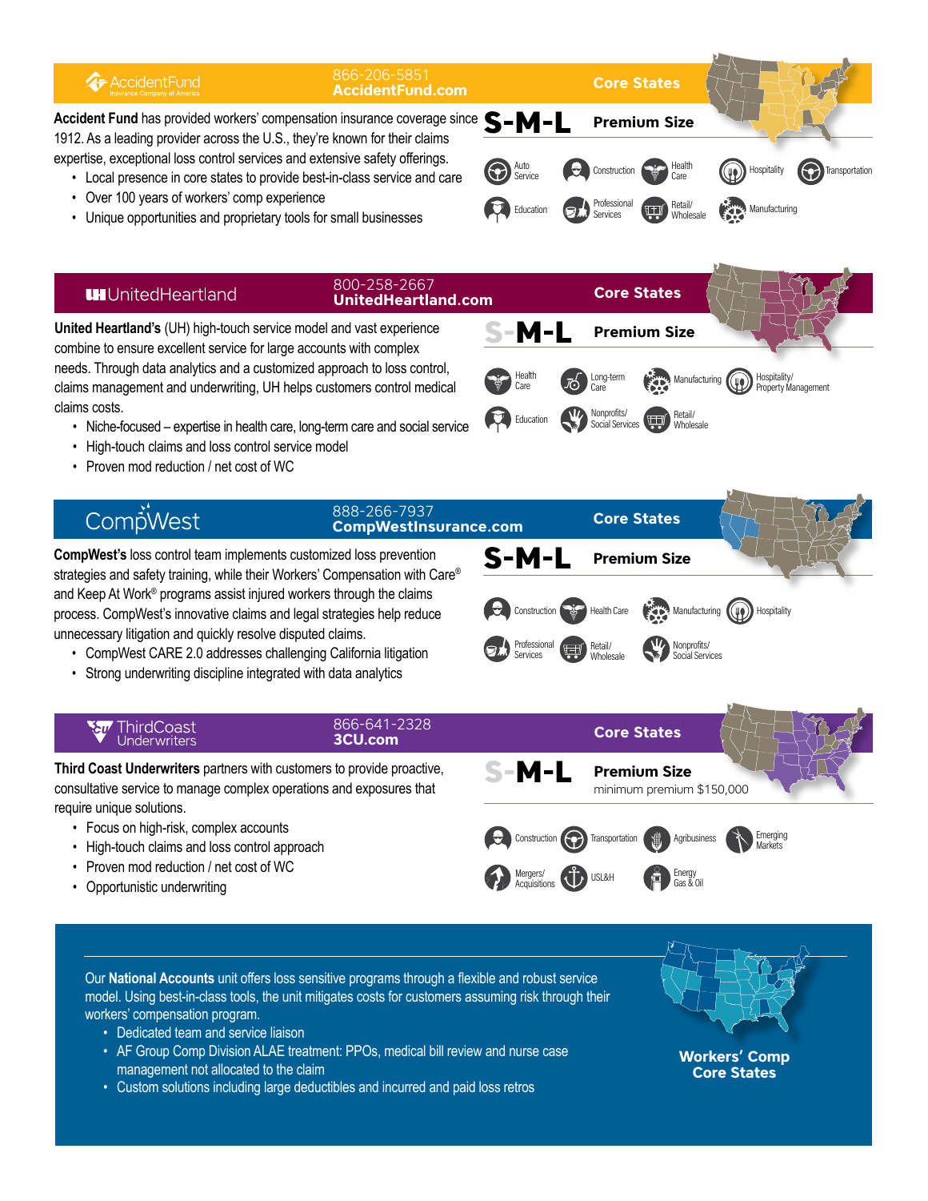## AccidentFund
Insurance Company of America

866-206-5851
**AccidentFund.com**

**Core States**

**S-M-L** **Premium Size**

Auto Service · Construction · Health Care · Hospitality · Transportation · Education · Professional Services · Retail/ Wholesale · Manufacturing

**Accident Fund** has provided workers' compensation insurance coverage since 1912. As a leading provider across the U.S., they're known for their claims expertise, exceptional loss control services and extensive safety offerings.

- Local presence in core states to provide best-in-class service and care
- Over 100 years of workers' comp experience
- Unique opportunities and proprietary tools for small businesses

## UnitedHeartland

800-258-2667
**UnitedHeartland.com**

**Core States**

**S-M-L** **Premium Size**

Health Care · Long-term Care · Manufacturing · Hospitality/ Property Management · Education · Nonprofits/ Social Services · Retail/ Wholesale

**United Heartland's** (UH) high-touch service model and vast experience combine to ensure excellent service for large accounts with complex needs. Through data analytics and a customized approach to loss control, claims management and underwriting, UH helps customers control medical claims costs.

- Niche-focused – expertise in health care, long-term care and social service
- High-touch claims and loss control service model
- Proven mod reduction / net cost of WC

## CompWest

888-266-7937
**CompWestInsurance.com**

**Core States**

**S-M-L** **Premium Size**

Construction · Health Care · Manufacturing · Hospitality · Professional Services · Retail/ Wholesale · Nonprofits/ Social Services

**CompWest's** loss control team implements customized loss prevention strategies and safety training, while their Workers' Compensation with Care® and Keep At Work® programs assist injured workers through the claims process. CompWest's innovative claims and legal strategies help reduce unnecessary litigation and quickly resolve disputed claims.

- CompWest CARE 2.0 addresses challenging California litigation
- Strong underwriting discipline integrated with data analytics

## ThirdCoast Underwriters

866-641-2328
**3CU.com**

**Core States**

**S-M-L** **Premium Size**
minimum premium $150,000

Construction · Transportation · Agribusiness · Emerging Markets · Mergers/ Acquisitions · USL&H · Energy Gas & Oil

**Third Coast Underwriters** partners with customers to provide proactive, consultative service to manage complex operations and exposures that require unique solutions.

- Focus on high-risk, complex accounts
- High-touch claims and loss control approach
- Proven mod reduction / net cost of WC
- Opportunistic underwriting

---

Our **National Accounts** unit offers loss sensitive programs through a flexible and robust service model. Using best-in-class tools, the unit mitigates costs for customers assuming risk through their workers' compensation program.

- Dedicated team and service liaison
- AF Group Comp Division ALAE treatment: PPOs, medical bill review and nurse case management not allocated to the claim
- Custom solutions including large deductibles and incurred and paid loss retros

**Workers' Comp Core States**